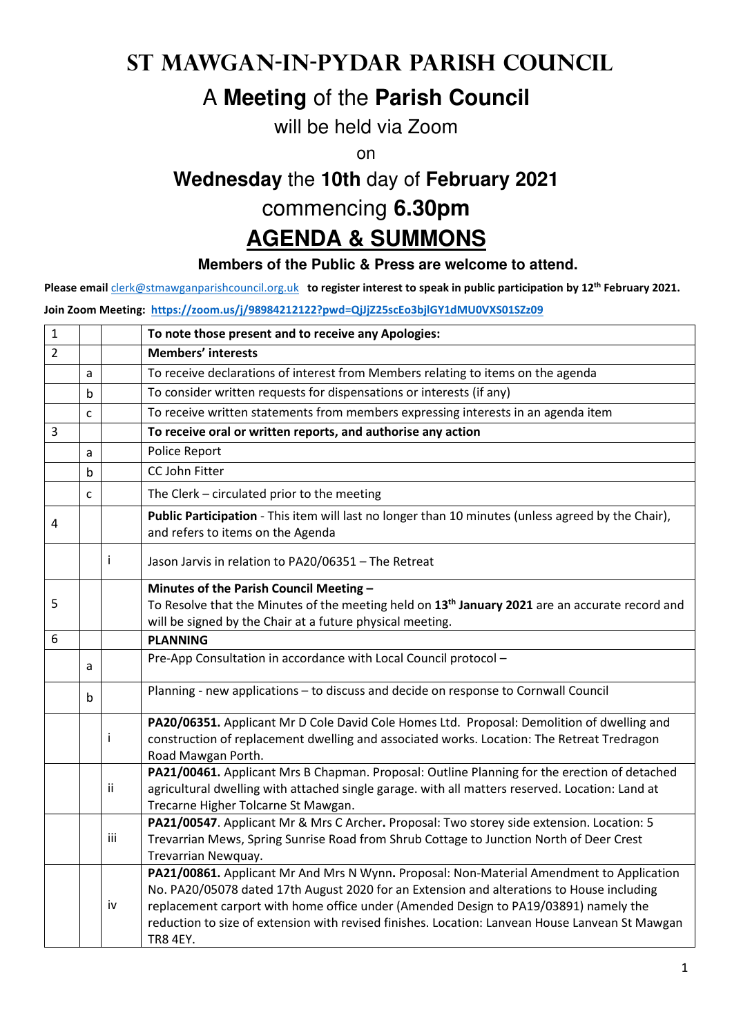# ST MAWGAN-IN-PYDAR PARISH COUNCIL

## A **Meeting** of the **Parish Council**

will be held via Zoom

on

**Wednesday** the **10th** day of **February 2021**

commencing **6.30pm**

## AGENDA & SUMMONS

**Members of the Public & Press are welcome to attend.**

**Please email** clerk@stmawganparishcouncil.org.uk **to register interest to speak in public participation by 12th February 2021.**

**Join Zoom Meeting: https://zoom.us/j/98984212122?pwd=QjJjZ25scEo3bjlGY1dMU0VXS01SZz09**

| | | | |
|---|---|---|---|
| 1 | | | **To note those present and to receive any Apologies:** |
| 2 | | | **Members' interests** |
| | a | | To receive declarations of interest from Members relating to items on the agenda |
| | b | | To consider written requests for dispensations or interests (if any) |
| | c | | To receive written statements from members expressing interests in an agenda item |
| 3 | | | **To receive oral or written reports, and authorise any action** |
| | a | | Police Report |
| | b | | CC John Fitter |
| | c | | The Clerk – circulated prior to the meeting |
| 4 | | | **Public Participation** - This item will last no longer than 10 minutes (unless agreed by the Chair), and refers to items on the Agenda |
| | | i | Jason Jarvis in relation to PA20/06351 – The Retreat |
| 5 | | | **Minutes of the Parish Council Meeting –** To Resolve that the Minutes of the meeting held on **13th January 2021** are an accurate record and will be signed by the Chair at a future physical meeting. |
| 6 | | | **PLANNING** |
| | a | | Pre-App Consultation in accordance with Local Council protocol – |
| | b | | Planning - new applications – to discuss and decide on response to Cornwall Council |
| | | i | **PA20/06351.** Applicant Mr D Cole David Cole Homes Ltd. Proposal: Demolition of dwelling and construction of replacement dwelling and associated works. Location: The Retreat Tredragon Road Mawgan Porth. |
| | | ii | **PA21/00461.** Applicant Mrs B Chapman. Proposal: Outline Planning for the erection of detached agricultural dwelling with attached single garage. with all matters reserved. Location: Land at Trecarne Higher Tolcarne St Mawgan. |
| | | iii | **PA21/00547**. Applicant Mr & Mrs C Archer**.** Proposal: Two storey side extension. Location: 5 Trevarrian Mews, Spring Sunrise Road from Shrub Cottage to Junction North of Deer Crest Trevarrian Newquay. |
| | | iv | **PA21/00861.** Applicant Mr And Mrs N Wynn**.** Proposal: Non-Material Amendment to Application No. PA20/05078 dated 17th August 2020 for an Extension and alterations to House including replacement carport with home office under (Amended Design to PA19/03891) namely the reduction to size of extension with revised finishes. Location: Lanvean House Lanvean St Mawgan TR8 4EY. |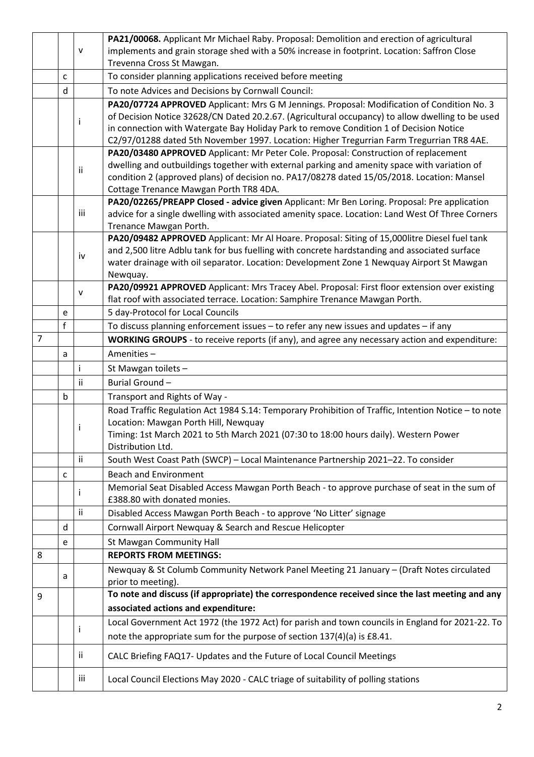| | | | |
|---|---|---|---|
| | | v | **PA21/00068.** Applicant Mr Michael Raby. Proposal: Demolition and erection of agricultural implements and grain storage shed with a 50% increase in footprint. Location: Saffron Close Trevenna Cross St Mawgan. |
| | c | | To consider planning applications received before meeting |
| | d | | To note Advices and Decisions by Cornwall Council: |
| | | i | **PA20/07724 APPROVED** Applicant: Mrs G M Jennings. Proposal: Modification of Condition No. 3 of Decision Notice 32628/CN Dated 20.2.67. (Agricultural occupancy) to allow dwelling to be used in connection with Watergate Bay Holiday Park to remove Condition 1 of Decision Notice C2/97/01288 dated 5th November 1997. Location: Higher Tregurrian Farm Tregurrian TR8 4AE. |
| | | ii | **PA20/03480 APPROVED** Applicant: Mr Peter Cole. Proposal: Construction of replacement dwelling and outbuildings together with external parking and amenity space with variation of condition 2 (approved plans) of decision no. PA17/08278 dated 15/05/2018. Location: Mansel Cottage Trenance Mawgan Porth TR8 4DA. |
| | | iii | **PA20/02265/PREAPP Closed - advice given** Applicant: Mr Ben Loring. Proposal: Pre application advice for a single dwelling with associated amenity space. Location: Land West Of Three Corners Trenance Mawgan Porth. |
| | | iv | **PA20/09482 APPROVED** Applicant: Mr Al Hoare. Proposal: Siting of 15,000litre Diesel fuel tank and 2,500 litre Adblu tank for bus fuelling with concrete hardstanding and associated surface water drainage with oil separator. Location: Development Zone 1 Newquay Airport St Mawgan Newquay. |
| | | v | **PA20/09921 APPROVED** Applicant: Mrs Tracey Abel. Proposal: First floor extension over existing flat roof with associated terrace. Location: Samphire Trenance Mawgan Porth. |
| | e | | 5 day-Protocol for Local Councils |
| | f | | To discuss planning enforcement issues – to refer any new issues and updates – if any |
| 7 | | | **WORKING GROUPS** - to receive reports (if any), and agree any necessary action and expenditure: |
| | a | | Amenities – |
| | | i | St Mawgan toilets – |
| | | ii | Burial Ground – |
| | b | | Transport and Rights of Way - |
| | | i | Road Traffic Regulation Act 1984 S.14: Temporary Prohibition of Traffic, Intention Notice – to note Location: Mawgan Porth Hill, Newquay<br>Timing: 1st March 2021 to 5th March 2021 (07:30 to 18:00 hours daily). Western Power Distribution Ltd. |
| | | ii | South West Coast Path (SWCP) – Local Maintenance Partnership 2021–22. To consider |
| | c | | Beach and Environment |
| | | i | Memorial Seat Disabled Access Mawgan Porth Beach - to approve purchase of seat in the sum of £388.80 with donated monies. |
| | | ii | Disabled Access Mawgan Porth Beach - to approve 'No Litter' signage |
| | d | | Cornwall Airport Newquay & Search and Rescue Helicopter |
| | e | | St Mawgan Community Hall |
| 8 | | | **REPORTS FROM MEETINGS:** |
| | a | | Newquay & St Columb Community Network Panel Meeting 21 January – (Draft Notes circulated prior to meeting). |
| 9 | | | **To note and discuss (if appropriate) the correspondence received since the last meeting and any associated actions and expenditure:** |
| | | i | Local Government Act 1972 (the 1972 Act) for parish and town councils in England for 2021-22. To note the appropriate sum for the purpose of section 137(4)(a) is £8.41. |
| | | ii | CALC Briefing FAQ17- Updates and the Future of Local Council Meetings |
| | | iii | Local Council Elections May 2020 - CALC triage of suitability of polling stations |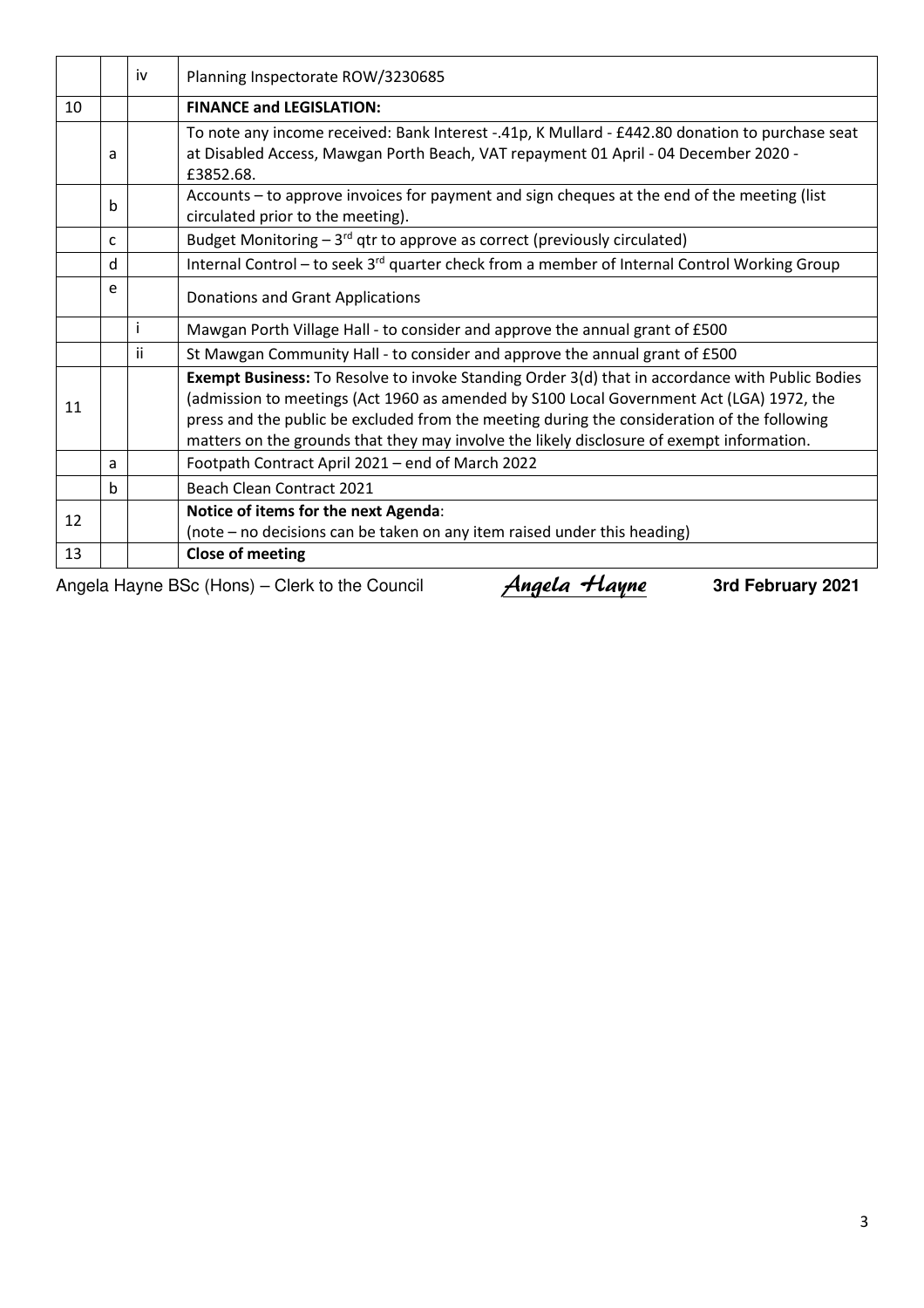| | | | |
|---|---|---|---|
| | | iv | Planning Inspectorate ROW/3230685 |
| 10 | | | **FINANCE and LEGISLATION:** |
| | a | | To note any income received: Bank Interest -.41p, K Mullard - £442.80 donation to purchase seat at Disabled Access, Mawgan Porth Beach, VAT repayment 01 April - 04 December 2020 - £3852.68. |
| | b | | Accounts – to approve invoices for payment and sign cheques at the end of the meeting (list circulated prior to the meeting). |
| | c | | Budget Monitoring – 3rd qtr to approve as correct (previously circulated) |
| | d | | Internal Control – to seek 3rd quarter check from a member of Internal Control Working Group |
| | e | | Donations and Grant Applications |
| | | i | Mawgan Porth Village Hall - to consider and approve the annual grant of £500 |
| | | ii | St Mawgan Community Hall - to consider and approve the annual grant of £500 |
| 11 | | | **Exempt Business:** To Resolve to invoke Standing Order 3(d) that in accordance with Public Bodies (admission to meetings (Act 1960 as amended by S100 Local Government Act (LGA) 1972, the press and the public be excluded from the meeting during the consideration of the following matters on the grounds that they may involve the likely disclosure of exempt information. |
| | a | | Footpath Contract April 2021 – end of March 2022 |
| | b | | Beach Clean Contract 2021 |
| 12 | | | **Notice of items for the next Agenda**: (note – no decisions can be taken on any item raised under this heading) |
| 13 | | | **Close of meeting** |

Angela Hayne BSc (Hons) – Clerk to the Council *Angela Hayne* **3rd February 2021**